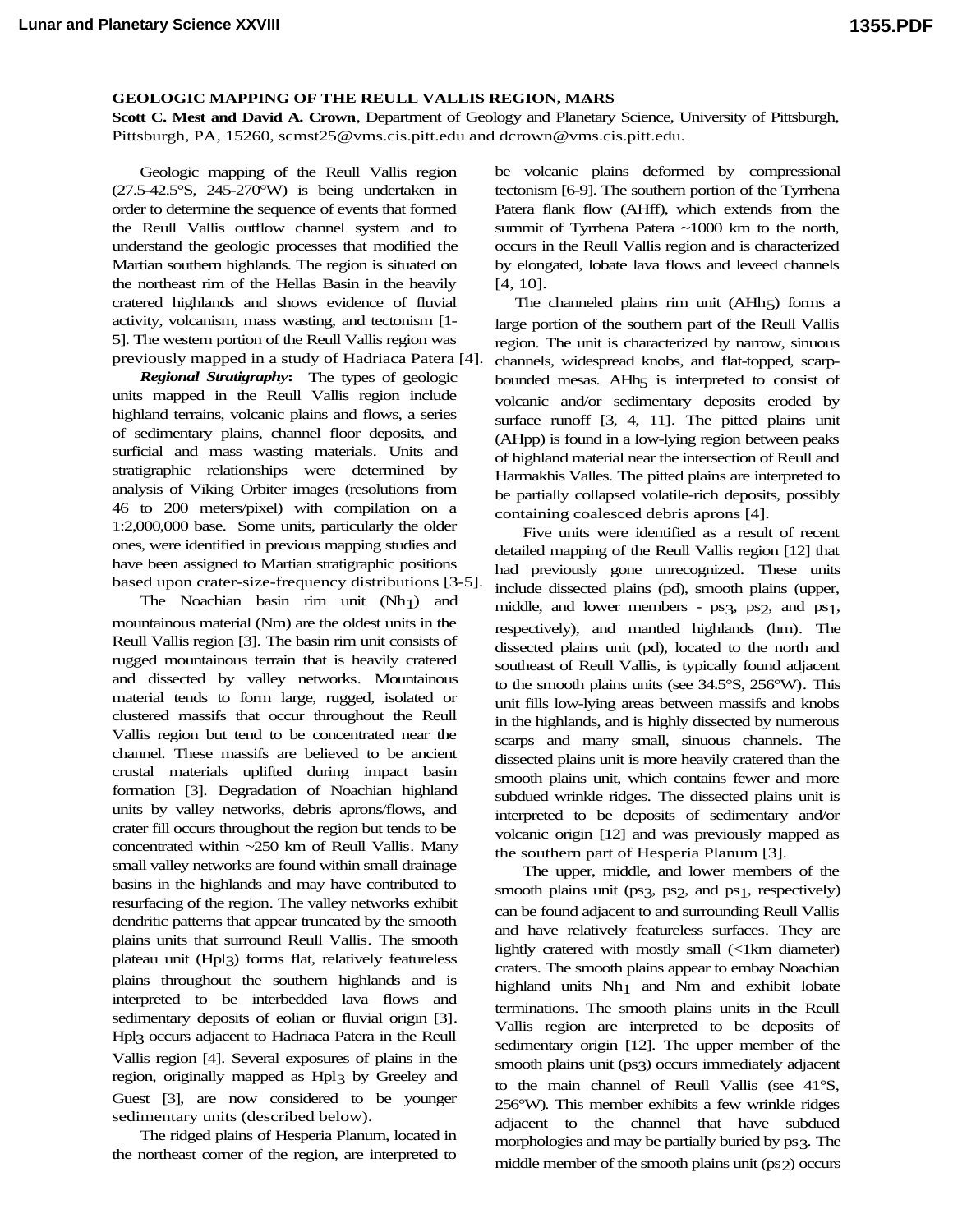**GEOLOGIC MAPPING OF THE REULL VALLIS REGION, MARS**

**Scott C. Mest and David A. Crown**, Department of Geology and Planetary Science, University of Pittsburgh, Pittsburgh, PA, 15260, scmst25@vms.cis.pitt.edu and dcrown@vms.cis.pitt.edu.

Geologic mapping of the Reull Vallis region (27.5-42.5°S, 245-270°W) is being undertaken in order to determine the sequence of events that formed the Reull Vallis outflow channel system and to understand the geologic processes that modified the Martian southern highlands. The region is situated on the northeast rim of the Hellas Basin in the heavily cratered highlands and shows evidence of fluvial activity, volcanism, mass wasting, and tectonism [1-5]. The western portion of the Reull Vallis region was previously mapped in a study of Hadriaca Patera [4].

***Regional Stratigraphy*:** The types of geologic units mapped in the Reull Vallis region include highland terrains, volcanic plains and flows, a series of sedimentary plains, channel floor deposits, and surficial and mass wasting materials. Units and stratigraphic relationships were determined by analysis of Viking Orbiter images (resolutions from 46 to 200 meters/pixel) with compilation on a 1:2,000,000 base. Some units, particularly the older ones, were identified in previous mapping studies and have been assigned to Martian stratigraphic positions based upon crater-size-frequency distributions [3-5].

The Noachian basin rim unit ($Nh_1$) and mountainous material (Nm) are the oldest units in the Reull Vallis region [3]. The basin rim unit consists of rugged mountainous terrain that is heavily cratered and dissected by valley networks. Mountainous material tends to form large, rugged, isolated or clustered massifs that occur throughout the Reull Vallis region but tend to be concentrated near the channel. These massifs are believed to be ancient crustal materials uplifted during impact basin formation [3]. Degradation of Noachian highland units by valley networks, debris aprons/flows, and crater fill occurs throughout the region but tends to be concentrated within ~250 km of Reull Vallis. Many small valley networks are found within small drainage basins in the highlands and may have contributed to resurfacing of the region. The valley networks exhibit dendritic patterns that appear truncated by the smooth plains units that surround Reull Vallis. The smooth plateau unit ($Hpl_3$) forms flat, relatively featureless plains throughout the southern highlands and is interpreted to be interbedded lava flows and sedimentary deposits of eolian or fluvial origin [3]. $Hpl_3$ occurs adjacent to Hadriaca Patera in the Reull Vallis region [4]. Several exposures of plains in the region, originally mapped as $Hpl_3$ by Greeley and Guest [3], are now considered to be younger sedimentary units (described below).

The ridged plains of Hesperia Planum, located in the northeast corner of the region, are interpreted to be volcanic plains deformed by compressional tectonism [6-9]. The southern portion of the Tyrrhena Patera flank flow (AHff), which extends from the summit of Tyrrhena Patera ~1000 km to the north, occurs in the Reull Vallis region and is characterized by elongated, lobate lava flows and leveed channels [4, 10].

The channeled plains rim unit ($AHh_5$) forms a large portion of the southern part of the Reull Vallis region. The unit is characterized by narrow, sinuous channels, widespread knobs, and flat-topped, scarp-bounded mesas. $AHh_5$ is interpreted to consist of volcanic and/or sedimentary deposits eroded by surface runoff [3, 4, 11]. The pitted plains unit (AHpp) is found in a low-lying region between peaks of highland material near the intersection of Reull and Harmakhis Valles. The pitted plains are interpreted to be partially collapsed volatile-rich deposits, possibly containing coalesced debris aprons [4].

Five units were identified as a result of recent detailed mapping of the Reull Vallis region [12] that had previously gone unrecognized. These units include dissected plains (pd), smooth plains (upper, middle, and lower members - $ps_3$, $ps_2$, and $ps_1$, respectively), and mantled highlands (hm). The dissected plains unit (pd), located to the north and southeast of Reull Vallis, is typically found adjacent to the smooth plains units (see 34.5°S, 256°W). This unit fills low-lying areas between massifs and knobs in the highlands, and is highly dissected by numerous scarps and many small, sinuous channels. The dissected plains unit is more heavily cratered than the smooth plains unit, which contains fewer and more subdued wrinkle ridges. The dissected plains unit is interpreted to be deposits of sedimentary and/or volcanic origin [12] and was previously mapped as the southern part of Hesperia Planum [3].

The upper, middle, and lower members of the smooth plains unit ($ps_3$, $ps_2$, and $ps_1$, respectively) can be found adjacent to and surrounding Reull Vallis and have relatively featureless surfaces. They are lightly cratered with mostly small (<1km diameter) craters. The smooth plains appear to embay Noachian highland units $Nh_1$ and Nm and exhibit lobate terminations. The smooth plains units in the Reull Vallis region are interpreted to be deposits of sedimentary origin [12]. The upper member of the smooth plains unit ($ps_3$) occurs immediately adjacent to the main channel of Reull Vallis (see 41°S, 256°W). This member exhibits a few wrinkle ridges adjacent to the channel that have subdued morphologies and may be partially buried by $ps_3$. The middle member of the smooth plains unit ($ps_2$) occurs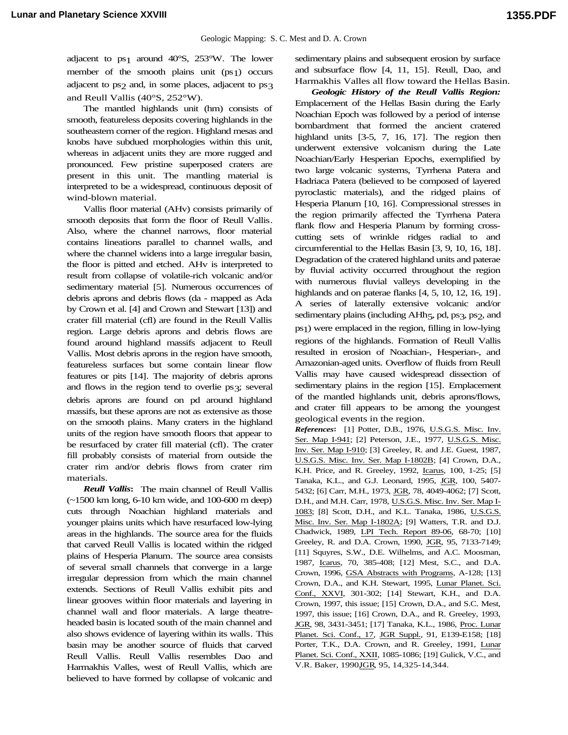adjacent to $ps_1$ around 40°S, 253°W. The lower member of the smooth plains unit ($ps_1$) occurs adjacent to $ps_2$ and, in some places, adjacent to $ps_3$ and Reull Vallis (40°S, 252°W).

The mantled highlands unit (hm) consists of smooth, featureless deposits covering highlands in the southeastern corner of the region. Highland mesas and knobs have subdued morphologies within this unit, whereas in adjacent units they are more rugged and pronounced. Few pristine superposed craters are present in this unit. The mantling material is interpreted to be a widespread, continuous deposit of wind-blown material.

Vallis floor material (AHv) consists primarily of smooth deposits that form the floor of Reull Vallis. Also, where the channel narrows, floor material contains lineations parallel to channel walls, and where the channel widens into a large irregular basin, the floor is pitted and etched. AHv is interpreted to result from collapse of volatile-rich volcanic and/or sedimentary material [5]. Numerous occurrences of debris aprons and debris flows (da - mapped as Ada by Crown et al. [4] and Crown and Stewart [13]) and crater fill material (cfl) are found in the Reull Vallis region. Large debris aprons and debris flows are found around highland massifs adjacent to Reull Vallis. Most debris aprons in the region have smooth, featureless surfaces but some contain linear flow features or pits [14]. The majority of debris aprons and flows in the region tend to overlie $ps_3$; several debris aprons are found on pd around highland massifs, but these aprons are not as extensive as those on the smooth plains. Many craters in the highland units of the region have smooth floors that appear to be resurfaced by crater fill material (cfl). The crater fill probably consists of material from outside the crater rim and/or debris flows from crater rim materials.

***Reull Vallis*:** The main channel of Reull Vallis (~1500 km long, 6-10 km wide, and 100-600 m deep) cuts through Noachian highland materials and younger plains units which have resurfaced low-lying areas in the highlands. The source area for the fluids that carved Reull Vallis is located within the ridged plains of Hesperia Planum. The source area consists of several small channels that converge in a large irregular depression from which the main channel extends. Sections of Reull Vallis exhibit pits and linear grooves within floor materials and layering in channel wall and floor materials. A large theatre-headed basin is located south of the main channel and also shows evidence of layering within its walls. This basin may be another source of fluids that carved Reull Vallis. Reull Vallis resembles Dao and Harmakhis Valles, west of Reull Vallis, which are believed to have formed by collapse of volcanic and sedimentary plains and subsequent erosion by surface and subsurface flow [4, 11, 15]. Reull, Dao, and Harmakhis Valles all flow toward the Hellas Basin.

***Geologic History of the Reull Vallis Region:*** Emplacement of the Hellas Basin during the Early Noachian Epoch was followed by a period of intense bombardment that formed the ancient cratered highland units [3-5, 7, 16, 17]. The region then underwent extensive volcanism during the Late Noachian/Early Hesperian Epochs, exemplified by two large volcanic systems, Tyrrhena Patera and Hadriaca Patera (believed to be composed of layered pyroclastic materials), and the ridged plains of Hesperia Planum [10, 16]. Compressional stresses in the region primarily affected the Tyrrhena Patera flank flow and Hesperia Planum by forming cross-cutting sets of wrinkle ridges radial to and circumferential to the Hellas Basin [3, 9, 10, 16, 18]. Degradation of the cratered highland units and paterae by fluvial activity occurred throughout the region with numerous fluvial valleys developing in the highlands and on paterae flanks [4, 5, 10, 12, 16, 19]. A series of laterally extensive volcanic and/or sedimentary plains (including $AHh_5$, pd, $ps_3$, $ps_2$, and $ps_1$) were emplaced in the region, filling in low-lying regions of the highlands. Formation of Reull Vallis resulted in erosion of Noachian-, Hesperian-, and Amazonian-aged units. Overflow of fluids from Reull Vallis may have caused widespread dissection of sedimentary plains in the region [15]. Emplacement of the mantled highlands unit, debris aprons/flows, and crater fill appears to be among the youngest geological events in the region.

***References*:** [1] Potter, D.B., 1976, U.S.G.S. Misc. Inv. Ser. Map I-941; [2] Peterson, J.E., 1977, U.S.G.S. Misc. Inv. Ser. Map I-910; [3] Greeley, R. and J.E. Guest, 1987, U.S.G.S. Misc. Inv. Ser. Map I-1802B; [4] Crown, D.A., K.H. Price, and R. Greeley, 1992, Icarus, 100, 1-25; [5] Tanaka, K.L., and G.J. Leonard, 1995, JGR, 100, 5407-5432; [6] Carr, M.H., 1973, JGR, 78, 4049-4062; [7] Scott, D.H., and M.H. Carr, 1978, U.S.G.S. Misc. Inv. Ser. Map I-1083; [8] Scott, D.H., and K.L. Tanaka, 1986, U.S.G.S. Misc. Inv. Ser. Map I-1802A; [9] Watters, T.R. and D.J. Chadwick, 1989, LPI Tech. Report 89-06, 68-70; [10] Greeley, R. and D.A. Crown, 1990, JGR, 95, 7133-7149; [11] Squyres, S.W., D.E. Wilhelms, and A.C. Moosman, 1987, Icarus, 70, 385-408; [12] Mest, S.C., and D.A. Crown, 1996, GSA Abstracts with Programs, A-128; [13] Crown, D.A., and K.H. Stewart, 1995, Lunar Planet. Sci. Conf., XXVI, 301-302; [14] Stewart, K.H., and D.A. Crown, 1997, this issue; [15] Crown, D.A., and S.C. Mest, 1997, this issue; [16] Crown, D.A., and R. Greeley, 1993, JGR, 98, 3431-3451; [17] Tanaka, K.L., 1986, Proc. Lunar Planet. Sci. Conf., 17, JGR Suppl., 91, E139-E158; [18] Porter, T.K., D.A. Crown, and R. Greeley, 1991, Lunar Planet. Sci. Conf., XXII, 1085-1086; [19] Gulick, V.C., and V.R. Baker, 1990JGR, 95, 14,325-14,344.